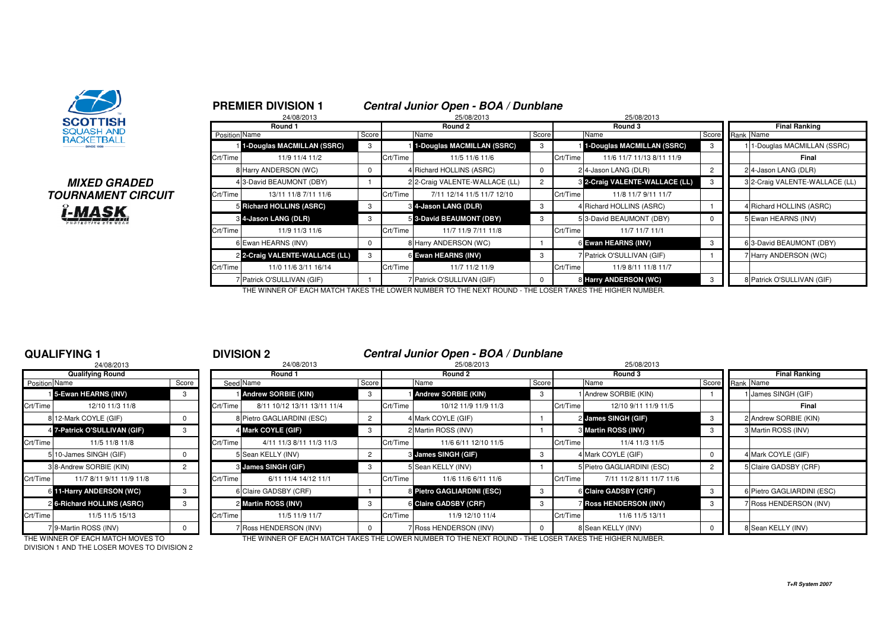SCOTTISH SQUASH AND RACKETBALL

## MIXED GRADED TOURNAMENT CIRCUIT

i-MASK

## PREMIER DIVISION 1 — *Central Junior Open - BOA / Dunblane*

| Position | Round 1 (24/08/2013) Name | Score | | Round 2 (25/08/2013) Name | Score | | Round 3 (25/08/2013) Name | Score | Rank | Final Ranking Name |
|---|---|---|---|---|---|---|---|---|---|---|
| 1 | 1-Douglas MACMILLAN (SSRC) | 3 | 1 | 1-Douglas MACMILLAN (SSRC) | 3 | 1 | 1-Douglas MACMILLAN (SSRC) | 3 | 1 | 1-Douglas MACMILLAN (SSRC) |
| Crt/Time | 11/9 11/4 11/2 | | Crt/Time | 11/5 11/6 11/6 | | Crt/Time | 11/6 11/7 11/13 8/11 11/9 | | | Final |
| 8 | Harry ANDERSON (WC) | 0 | 4 | Richard HOLLINS (ASRC) | 0 | 2 | 4-Jason LANG (DLR) | 2 | 2 | 4-Jason LANG (DLR) |
| 4 | 3-David BEAUMONT (DBY) | 1 | 2 | 2-Craig VALENTE-WALLACE (LL) | 2 | 3 | 2-Craig VALENTE-WALLACE (LL) | 3 | 3 | 2-Craig VALENTE-WALLACE (LL) |
| Crt/Time | 13/11 11/8 7/11 11/6 | | Crt/Time | 7/11 12/14 11/5 11/7 12/10 | | Crt/Time | 11/8 11/7 9/11 11/7 | | | |
| 5 | Richard HOLLINS (ASRC) | 3 | 3 | 4-Jason LANG (DLR) | 3 | 4 | Richard HOLLINS (ASRC) | 1 | 4 | Richard HOLLINS (ASRC) |
| 3 | 4-Jason LANG (DLR) | 3 | 5 | 3-David BEAUMONT (DBY) | 3 | 5 | 3-David BEAUMONT (DBY) | 0 | 5 | Ewan HEARNS (INV) |
| Crt/Time | 11/9 11/3 11/6 | | Crt/Time | 11/7 11/9 7/11 11/8 | | Crt/Time | 11/7 11/7 11/1 | | | |
| 6 | Ewan HEARNS (INV) | 0 | 8 | Harry ANDERSON (WC) | 1 | 6 | Ewan HEARNS (INV) | 3 | 6 | 3-David BEAUMONT (DBY) |
| 2 | 2-Craig VALENTE-WALLACE (LL) | 3 | 6 | Ewan HEARNS (INV) | 3 | 7 | Patrick O'SULLIVAN (GIF) | 1 | 7 | Harry ANDERSON (WC) |
| Crt/Time | 11/0 11/6 3/11 16/14 | | Crt/Time | 11/7 11/2 11/9 | | Crt/Time | 11/9 8/11 11/8 11/7 | | | |
| 7 | Patrick O'SULLIVAN (GIF) | 1 | 7 | Patrick O'SULLIVAN (GIF) | 0 | 8 | Harry ANDERSON (WC) | 3 | 8 | Patrick O'SULLIVAN (GIF) |

THE WINNER OF EACH MATCH TAKES THE LOWER NUMBER TO THE NEXT ROUND - THE LOSER TAKES THE HIGHER NUMBER.

## QUALIFYING 1

24/08/2013

| Position | Qualifying Round Name | Score |
|---|---|---|
| 1 | 5-Ewan HEARNS (INV) | 3 |
| Crt/Time | 12/10 11/3 11/8 | |
| 8 | 12-Mark COYLE (GIF) | 0 |
| 4 | 7-Patrick O'SULLIVAN (GIF) | 3 |
| Crt/Time | 11/5 11/8 11/8 | |
| 5 | 10-James SINGH (GIF) | 0 |
| 3 | 8-Andrew SORBIE (KIN) | 2 |
| Crt/Time | 11/7 8/11 9/11 11/9 11/8 | |
| 6 | 11-Harry ANDERSON (WC) | 3 |
| 2 | 6-Richard HOLLINS (ASRC) | 3 |
| Crt/Time | 11/5 11/5 15/13 | |
| 7 | 9-Martin ROSS (INV) | 0 |

THE WINNER OF EACH MATCH MOVES TO DIVISION 1 AND THE LOSER MOVES TO DIVISION 2

## DIVISION 2 — *Central Junior Open - BOA / Dunblane*

| Seed | Round 1 (24/08/2013) Name | Score | | Round 2 (25/08/2013) Name | Score | | Round 3 (25/08/2013) Name | Score | Rank | Final Ranking Name |
|---|---|---|---|---|---|---|---|---|---|---|
| 1 | Andrew SORBIE (KIN) | 3 | 1 | Andrew SORBIE (KIN) | 3 | 1 | Andrew SORBIE (KIN) | 1 | 1 | James SINGH (GIF) |
| Crt/Time | 8/11 10/12 13/11 13/11 11/4 | | Crt/Time | 10/12 11/9 11/9 11/3 | | Crt/Time | 12/10 9/11 11/9 11/5 | | | Final |
| 8 | Pietro GAGLIARDINI (ESC) | 2 | 4 | Mark COYLE (GIF) | 1 | 2 | James SINGH (GIF) | 3 | 2 | Andrew SORBIE (KIN) |
| 4 | Mark COYLE (GIF) | 3 | 2 | Martin ROSS (INV) | 1 | 3 | Martin ROSS (INV) | 3 | 3 | Martin ROSS (INV) |
| Crt/Time | 4/11 11/3 8/11 11/3 11/3 | | Crt/Time | 11/6 6/11 12/10 11/5 | | Crt/Time | 11/4 11/3 11/5 | | | |
| 5 | Sean KELLY (INV) | 2 | 3 | James SINGH (GIF) | 3 | 4 | Mark COYLE (GIF) | 0 | 4 | Mark COYLE (GIF) |
| 3 | James SINGH (GIF) | 3 | 5 | Sean KELLY (INV) | 1 | 5 | Pietro GAGLIARDINI (ESC) | 2 | 5 | Claire GADSBY (CRF) |
| Crt/Time | 6/11 11/4 14/12 11/1 | | Crt/Time | 11/6 11/6 6/11 11/6 | | Crt/Time | 7/11 11/2 8/11 11/7 11/6 | | | |
| 6 | Claire GADSBY (CRF) | 1 | 8 | Pietro GAGLIARDINI (ESC) | 3 | 6 | Claire GADSBY (CRF) | 3 | 6 | Pietro GAGLIARDINI (ESC) |
| 2 | Martin ROSS (INV) | 3 | 6 | Claire GADSBY (CRF) | 3 | 7 | Ross HENDERSON (INV) | 3 | 7 | Ross HENDERSON (INV) |
| Crt/Time | 11/5 11/9 11/7 | | Crt/Time | 11/9 12/10 11/4 | | Crt/Time | 11/6 11/5 13/11 | | | |
| 7 | Ross HENDERSON (INV) | 0 | 7 | Ross HENDERSON (INV) | 0 | 8 | Sean KELLY (INV) | 0 | 8 | Sean KELLY (INV) |

THE WINNER OF EACH MATCH TAKES THE LOWER NUMBER TO THE NEXT ROUND - THE LOSER TAKES THE HIGHER NUMBER.

T+R System 2007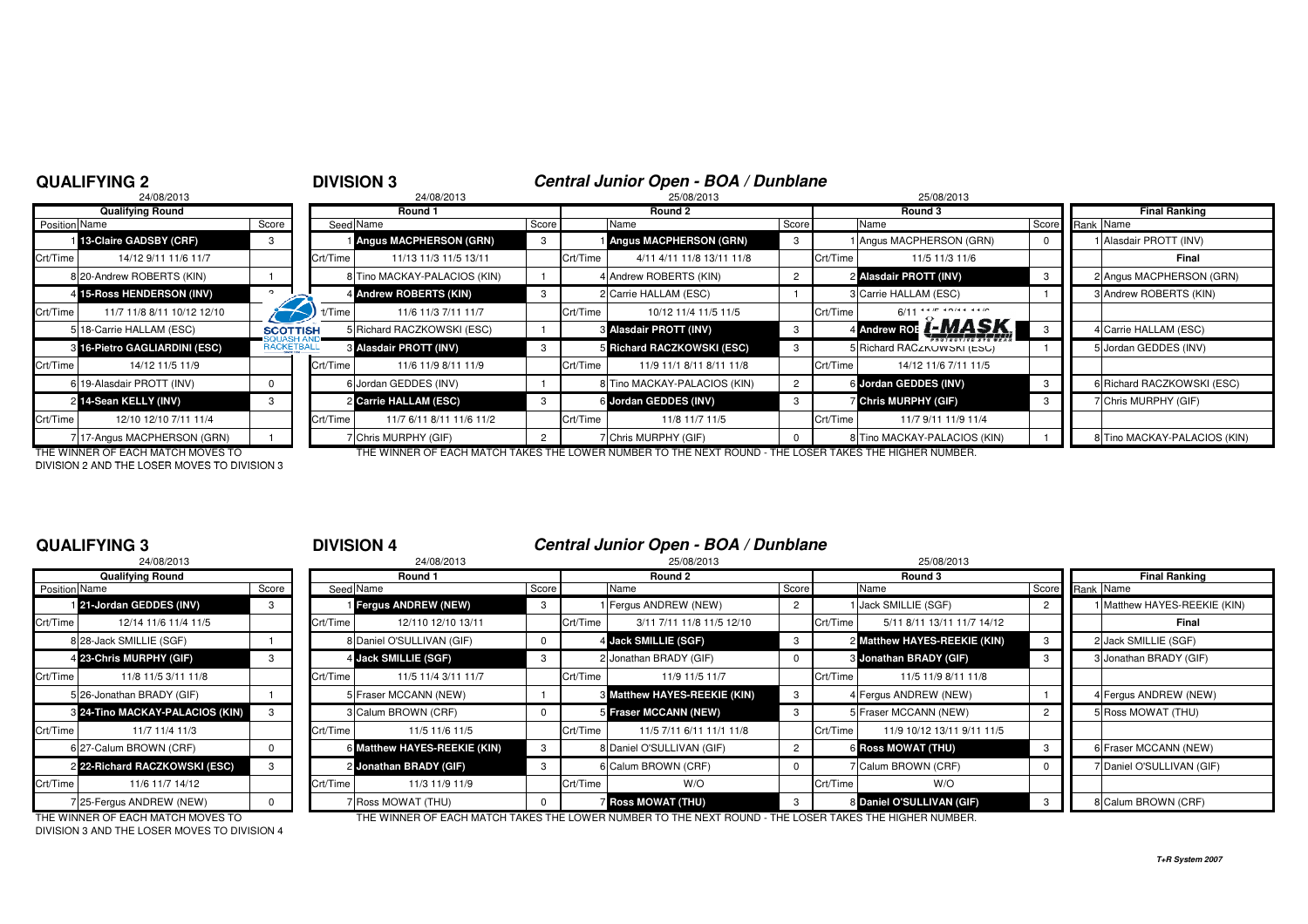## QUALIFYING 2

24/08/2013

| Position | Name | Score |
|---|---|---|
| | **Qualifying Round** | |
| 1 | **13-Claire GADSBY (CRF)** | 3 |
| Crt/Time | 14/12 9/11 11/6 11/7 | |
| 8 | 20-Andrew ROBERTS (KIN) | 1 |
| 4 | **15-Ross HENDERSON (INV)** | 3 |
| Crt/Time | 11/7 11/8 8/11 10/12 12/10 | |
| 5 | 18-Carrie HALLAM (ESC) | 2 |
| 3 | **16-Pietro GAGLIARDINI (ESC)** | 3 |
| Crt/Time | 14/12 11/5 11/9 | |
| 6 | 19-Alasdair PROTT (INV) | 0 |
| 2 | **14-Sean KELLY (INV)** | 3 |
| Crt/Time | 12/10 12/10 7/11 11/4 | |
| 7 | 17-Angus MACPHERSON (GRN) | 1 |

THE WINNER OF EACH MATCH MOVES TO DIVISION 2 AND THE LOSER MOVES TO DIVISION 3

## DIVISION 3

### *Central Junior Open - BOA / Dunblane*

| Seed | Round 1 (24/08/2013) | Score | | Round 2 (25/08/2013) | Score | | Round 3 (25/08/2013) | Score | Rank | Final Ranking |
|---|---|---|---|---|---|---|---|---|---|---|
| 1 | **Angus MACPHERSON (GRN)** | 3 | 1 | **Angus MACPHERSON (GRN)** | 3 | 1 | Angus MACPHERSON (GRN) | 0 | 1 | Alasdair PROTT (INV) |
| Crt/Time | 11/13 11/3 11/5 13/11 | | Crt/Time | 4/11 4/11 11/8 13/11 11/8 | | Crt/Time | 11/5 11/3 11/6 | | | **Final** |
| 8 | Tino MACKAY-PALACIOS (KIN) | 1 | 4 | Andrew ROBERTS (KIN) | 2 | 2 | **Alasdair PROTT (INV)** | 3 | 2 | Angus MACPHERSON (GRN) |
| 4 | **Andrew ROBERTS (KIN)** | 3 | 2 | Carrie HALLAM (ESC) | 1 | 3 | Carrie HALLAM (ESC) | 1 | 3 | Andrew ROBERTS (KIN) |
| Crt/Time | 11/6 11/3 7/11 11/7 | | Crt/Time | 10/12 11/4 11/5 11/5 | | Crt/Time | 6/11 11/5 12/14 11/6 | | | |
| 5 | Richard RACZKOWSKI (ESC) | 1 | 3 | **Alasdair PROTT (INV)** | 3 | 4 | **Andrew ROBERTS (KIN)** | 3 | 4 | Carrie HALLAM (ESC) |
| 3 | **Alasdair PROTT (INV)** | 3 | 5 | **Richard RACZKOWSKI (ESC)** | 3 | 5 | Richard RACZKOWSKI (ESC) | 1 | 5 | Jordan GEDDES (INV) |
| Crt/Time | 11/6 11/9 8/11 11/9 | | Crt/Time | 11/9 11/1 8/11 8/11 11/8 | | Crt/Time | 14/12 11/6 7/11 11/5 | | | |
| 6 | Jordan GEDDES (INV) | 1 | 8 | Tino MACKAY-PALACIOS (KIN) | 2 | 6 | **Jordan GEDDES (INV)** | 3 | 6 | Richard RACZKOWSKI (ESC) |
| 2 | **Carrie HALLAM (ESC)** | 3 | 6 | **Jordan GEDDES (INV)** | 3 | 7 | **Chris MURPHY (GIF)** | 3 | 7 | Chris MURPHY (GIF) |
| Crt/Time | 11/7 6/11 8/11 11/6 11/2 | | Crt/Time | 11/8 11/7 11/5 | | Crt/Time | 11/7 9/11 11/9 11/4 | | | |
| 7 | Chris MURPHY (GIF) | 2 | 7 | Chris MURPHY (GIF) | 0 | 8 | Tino MACKAY-PALACIOS (KIN) | 1 | 8 | Tino MACKAY-PALACIOS (KIN) |

THE WINNER OF EACH MATCH TAKES THE LOWER NUMBER TO THE NEXT ROUND - THE LOSER TAKES THE HIGHER NUMBER.

## QUALIFYING 3

24/08/2013

| Position | Name | Score |
|---|---|---|
| | **Qualifying Round** | |
| 1 | **21-Jordan GEDDES (INV)** | 3 |
| Crt/Time | 12/14 11/6 11/4 11/5 | |
| 8 | 28-Jack SMILLIE (SGF) | 1 |
| 4 | **23-Chris MURPHY (GIF)** | 3 |
| Crt/Time | 11/8 11/5 3/11 11/8 | |
| 5 | 26-Jonathan BRADY (GIF) | 1 |
| 3 | **24-Tino MACKAY-PALACIOS (KIN)** | 3 |
| Crt/Time | 11/7 11/4 11/3 | |
| 6 | 27-Calum BROWN (CRF) | 0 |
| 2 | **22-Richard RACZKOWSKI (ESC)** | 3 |
| Crt/Time | 11/6 11/7 14/12 | |
| 7 | 25-Fergus ANDREW (NEW) | 0 |

THE WINNER OF EACH MATCH MOVES TO DIVISION 3 AND THE LOSER MOVES TO DIVISION 4

## DIVISION 4

### *Central Junior Open - BOA / Dunblane*

| Seed | Round 1 (24/08/2013) | Score | | Round 2 (25/08/2013) | Score | | Round 3 (25/08/2013) | Score | Rank | Final Ranking |
|---|---|---|---|---|---|---|---|---|---|---|
| 1 | **Fergus ANDREW (NEW)** | 3 | 1 | Fergus ANDREW (NEW) | 2 | 1 | Jack SMILLIE (SGF) | 2 | 1 | Matthew HAYES-REEKIE (KIN) |
| Crt/Time | 12/110 12/10 13/11 | | Crt/Time | 3/11 7/11 11/8 11/5 12/10 | | Crt/Time | 5/11 8/11 13/11 11/7 14/12 | | | **Final** |
| 8 | Daniel O'SULLIVAN (GIF) | 0 | 4 | **Jack SMILLIE (SGF)** | 3 | 2 | **Matthew HAYES-REEKIE (KIN)** | 3 | 2 | Jack SMILLIE (SGF) |
| 4 | **Jack SMILLIE (SGF)** | 3 | 2 | Jonathan BRADY (GIF) | 0 | 3 | **Jonathan BRADY (GIF)** | 3 | 3 | Jonathan BRADY (GIF) |
| Crt/Time | 11/5 11/4 3/11 11/7 | | Crt/Time | 11/9 11/5 11/7 | | Crt/Time | 11/5 11/9 8/11 11/8 | | | |
| 5 | Fraser MCCANN (NEW) | 1 | 3 | **Matthew HAYES-REEKIE (KIN)** | 3 | 4 | Fergus ANDREW (NEW) | 1 | 4 | Fergus ANDREW (NEW) |
| 3 | Calum BROWN (CRF) | 0 | 5 | **Fraser MCCANN (NEW)** | 3 | 5 | Fraser MCCANN (NEW) | 2 | 5 | Ross MOWAT (THU) |
| Crt/Time | 11/5 11/6 11/5 | | Crt/Time | 11/5 7/11 6/11 11/1 11/8 | | Crt/Time | 11/9 10/12 13/11 9/11 11/5 | | | |
| 6 | **Matthew HAYES-REEKIE (KIN)** | 3 | 8 | Daniel O'SULLIVAN (GIF) | 2 | 6 | **Ross MOWAT (THU)** | 3 | 6 | Fraser MCCANN (NEW) |
| 2 | **Jonathan BRADY (GIF)** | 3 | 6 | Calum BROWN (CRF) | 0 | 7 | Calum BROWN (CRF) | 0 | 7 | Daniel O'SULLIVAN (GIF) |
| Crt/Time | 11/3 11/9 11/9 | | Crt/Time | W/O | | Crt/Time | W/O | | | |
| 7 | Ross MOWAT (THU) | 0 | 7 | **Ross MOWAT (THU)** | 3 | 8 | **Daniel O'SULLIVAN (GIF)** | 3 | 8 | Calum BROWN (CRF) |

THE WINNER OF EACH MATCH TAKES THE LOWER NUMBER TO THE NEXT ROUND - THE LOSER TAKES THE HIGHER NUMBER.

*T+R System 2007*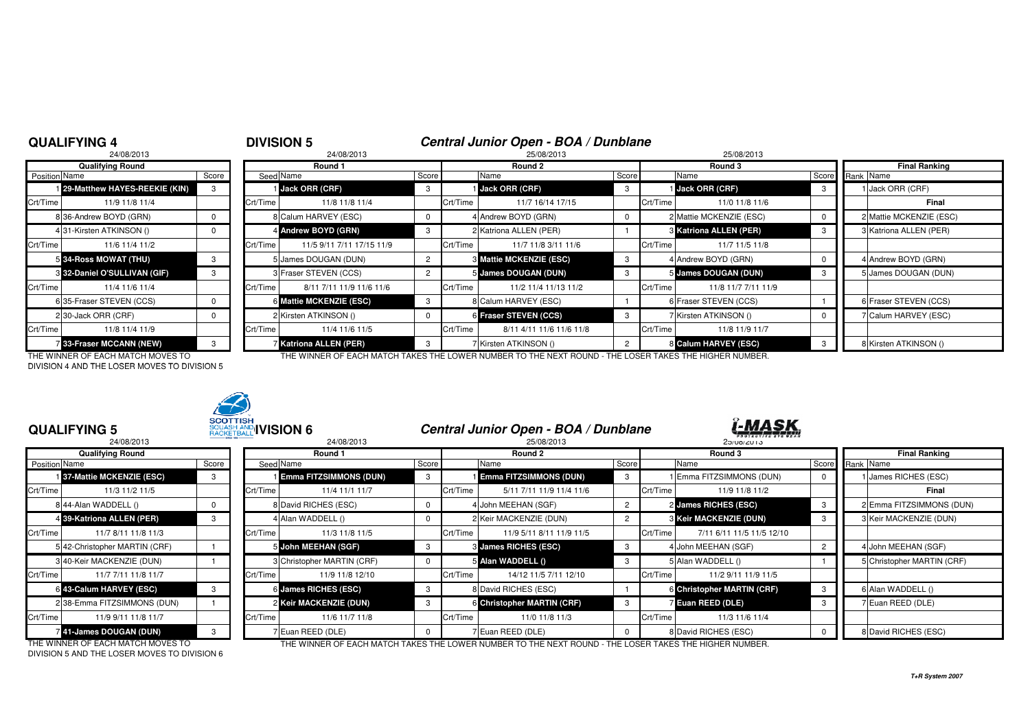## QUALIFYING 4

24/08/2013

| Position | Name | Score |
|---|---|---|
| | **Qualifying Round** | |
| 1 | **29-Matthew HAYES-REEKIE (KIN)** | 3 |
| Crt/Time | 11/9 11/8 11/4 | |
| 8 | 36-Andrew BOYD (GRN) | 0 |
| 4 | 31-Kirsten ATKINSON () | 0 |
| Crt/Time | 11/6 11/4 11/2 | |
| 5 | **34-Ross MOWAT (THU)** | 3 |
| 3 | **32-Daniel O'SULLIVAN (GIF)** | 3 |
| Crt/Time | 11/4 11/6 11/4 | |
| 6 | 35-Fraser STEVEN (CCS) | 0 |
| 2 | 30-Jack ORR (CRF) | 0 |
| Crt/Time | 11/8 11/4 11/9 | |
| 7 | **33-Fraser MCCANN (NEW)** | 3 |

THE WINNER OF EACH MATCH MOVES TO DIVISION 4 AND THE LOSER MOVES TO DIVISION 5

## DIVISION 5

### Central Junior Open - BOA / Dunblane

| Seed | Round 1 (24/08/2013) | Score | | Round 2 (25/08/2013) | Score | | Round 3 (25/08/2013) | Score | Rank | Final Ranking |
|---|---|---|---|---|---|---|---|---|---|---|
| 1 | **Jack ORR (CRF)** | 3 | 1 | **Jack ORR (CRF)** | 3 | 1 | **Jack ORR (CRF)** | 3 | 1 | Jack ORR (CRF) |
| Crt/Time | 11/8 11/8 11/4 | | Crt/Time | 11/7 16/14 17/15 | | Crt/Time | 11/0 11/8 11/6 | | | Final |
| 8 | Calum HARVEY (ESC) | 0 | 4 | Andrew BOYD (GRN) | 0 | 2 | Mattie MCKENZIE (ESC) | 0 | 2 | Mattie MCKENZIE (ESC) |
| 4 | **Andrew BOYD (GRN)** | 3 | 2 | Katriona ALLEN (PER) | 1 | 3 | **Katriona ALLEN (PER)** | 3 | 3 | Katriona ALLEN (PER) |
| Crt/Time | 11/5 9/11 7/11 17/15 11/9 | | Crt/Time | 11/7 11/8 3/11 11/6 | | Crt/Time | 11/7 11/5 11/8 | | | |
| 5 | James DOUGAN (DUN) | 2 | 3 | **Mattie MCKENZIE (ESC)** | 3 | 4 | Andrew BOYD (GRN) | 0 | 4 | Andrew BOYD (GRN) |
| 3 | Fraser STEVEN (CCS) | 2 | 5 | **James DOUGAN (DUN)** | 3 | 5 | **James DOUGAN (DUN)** | 3 | 5 | James DOUGAN (DUN) |
| Crt/Time | 8/11 7/11 11/9 11/6 11/6 | | Crt/Time | 11/2 11/4 11/13 11/2 | | Crt/Time | 11/8 11/7 7/11 11/9 | | | |
| 6 | **Mattie MCKENZIE (ESC)** | 3 | 8 | Calum HARVEY (ESC) | 1 | 6 | Fraser STEVEN (CCS) | 1 | 6 | Fraser STEVEN (CCS) |
| 2 | Kirsten ATKINSON () | 0 | 6 | **Fraser STEVEN (CCS)** | 3 | 7 | Kirsten ATKINSON () | 0 | 7 | Calum HARVEY (ESC) |
| Crt/Time | 11/4 11/6 11/5 | | Crt/Time | 8/11 4/11 11/6 11/6 11/8 | | Crt/Time | 11/8 11/9 11/7 | | | |
| 7 | **Katriona ALLEN (PER)** | 3 | 7 | Kirsten ATKINSON () | 2 | 8 | **Calum HARVEY (ESC)** | 3 | 8 | Kirsten ATKINSON () |

THE WINNER OF EACH MATCH TAKES THE LOWER NUMBER TO THE NEXT ROUND - THE LOSER TAKES THE HIGHER NUMBER.

## QUALIFYING 5

24/08/2013

| Position | Name | Score |
|---|---|---|
| | **Qualifying Round** | |
| 1 | **37-Mattie MCKENZIE (ESC)** | 3 |
| Crt/Time | 11/3 11/2 11/5 | |
| 8 | 44-Alan WADDELL () | 0 |
| 4 | **39-Katriona ALLEN (PER)** | 3 |
| Crt/Time | 11/7 8/11 11/8 11/3 | |
| 5 | 42-Christopher MARTIN (CRF) | 1 |
| 3 | 40-Keir MACKENZIE (DUN) | 1 |
| Crt/Time | 11/7 7/11 11/8 11/7 | |
| 6 | **43-Calum HARVEY (ESC)** | 3 |
| 2 | 38-Emma FITZSIMMONS (DUN) | 1 |
| Crt/Time | 11/9 9/11 11/8 11/7 | |
| 7 | **41-James DOUGAN (DUN)** | 3 |

THE WINNER OF EACH MATCH MOVES TO DIVISION 5 AND THE LOSER MOVES TO DIVISION 6

## DIVISION 6

### Central Junior Open - BOA / Dunblane

| Seed | Round 1 (24/08/2013) | Score | | Round 2 (25/08/2013) | Score | | Round 3 (25/08/2013) | Score | Rank | Final Ranking |
|---|---|---|---|---|---|---|---|---|---|---|
| 1 | **Emma FITZSIMMONS (DUN)** | 3 | 1 | **Emma FITZSIMMONS (DUN)** | 3 | 1 | Emma FITZSIMMONS (DUN) | 0 | 1 | James RICHES (ESC) |
| Crt/Time | 11/4 11/1 11/7 | | Crt/Time | 5/11 7/11 11/9 11/4 11/6 | | Crt/Time | 11/9 11/8 11/2 | | | Final |
| 8 | David RICHES (ESC) | 0 | 4 | John MEEHAN (SGF) | 2 | 2 | **James RICHES (ESC)** | 3 | 2 | Emma FITZSIMMONS (DUN) |
| 4 | Alan WADDELL () | 0 | 2 | Keir MACKENZIE (DUN) | 2 | 3 | **Keir MACKENZIE (DUN)** | 3 | 3 | Keir MACKENZIE (DUN) |
| Crt/Time | 11/3 11/8 11/5 | | Crt/Time | 11/9 5/11 8/11 11/9 11/5 | | Crt/Time | 7/11 6/11 11/5 11/5 12/10 | | | |
| 5 | **John MEEHAN (SGF)** | 3 | 3 | **James RICHES (ESC)** | 3 | 4 | John MEEHAN (SGF) | 2 | 4 | John MEEHAN (SGF) |
| 3 | Christopher MARTIN (CRF) | 0 | 5 | **Alan WADDELL ()** | 3 | 5 | Alan WADDELL () | 1 | 5 | Christopher MARTIN (CRF) |
| Crt/Time | 11/9 11/8 12/10 | | Crt/Time | 14/12 11/5 7/11 12/10 | | Crt/Time | 11/2 9/11 11/9 11/5 | | | |
| 6 | **James RICHES (ESC)** | 3 | 8 | David RICHES (ESC) | 1 | 6 | **Christopher MARTIN (CRF)** | 3 | 6 | Alan WADDELL () |
| 2 | **Keir MACKENZIE (DUN)** | 3 | 6 | **Christopher MARTIN (CRF)** | 3 | 7 | **Euan REED (DLE)** | 3 | 7 | Euan REED (DLE) |
| Crt/Time | 11/6 11/7 11/8 | | Crt/Time | 11/0 11/8 11/3 | | Crt/Time | 11/3 11/6 11/4 | | | |
| 7 | Euan REED (DLE) | 0 | 7 | Euan REED (DLE) | 0 | 8 | David RICHES (ESC) | 0 | 8 | David RICHES (ESC) |

THE WINNER OF EACH MATCH TAKES THE LOWER NUMBER TO THE NEXT ROUND - THE LOSER TAKES THE HIGHER NUMBER.

T+R System 2007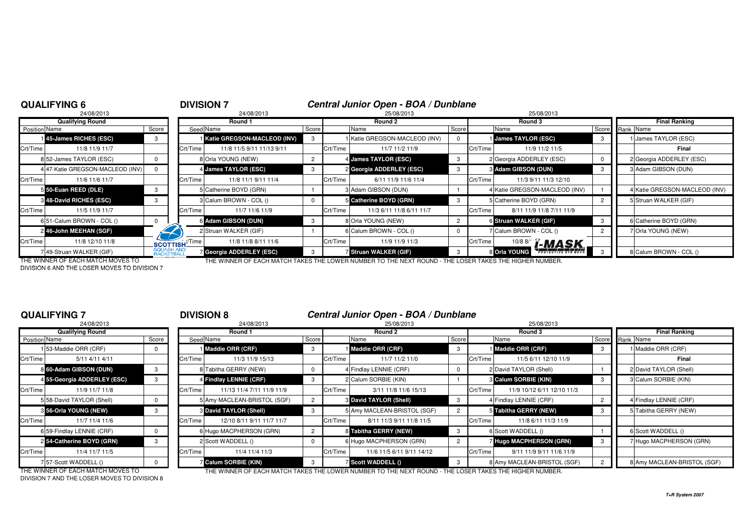## QUALIFYING 6

24/08/2013

| Position | Name | Score |
|---|---|---|
| | **Qualifying Round** | |
| 1 | **45-James RICHES (ESC)** | 3 |
| Crt/Time | 11/8 11/9 11/7 | |
| 8 | 52-James TAYLOR (ESC) | 0 |
| 4 | 47-Katie GREGSON-MACLEOD (INV) | 0 |
| Crt/Time | 11/6 11/6 11/7 | |
| 5 | **50-Euan REED (DLE)** | 3 |
| 3 | **48-David RICHES (ESC)** | 3 |
| Crt/Time | 11/5 11/9 11/7 | |
| 6 | 51-Calum BROWN - COL () | 0 |
| 2 | **46-John MEEHAN (SGF)** | |
| Crt/Time | 11/8 12/10 11/8 | |
| 7 | 49-Struan WALKER (GIF) | |

THE WINNER OF EACH MATCH MOVES TO DIVISION 6 AND THE LOSER MOVES TO DIVISION 7

## DIVISION 7

### *Central Junior Open - BOA / Dunblane*

| Round 1 (24/08/2013) | | Score | Round 2 (25/08/2013) | | Score | Round 3 (25/08/2013) | | Score | Final Ranking | |
|---|---|---|---|---|---|---|---|---|---|---|
| Seed | Name | | | Name | | | Name | | Rank | Name |
| 1 | **Katie GREGSON-MACLEOD (INV)** | 3 | 1 | Katie GREGSON-MACLEOD (INV) | 0 | 1 | **James TAYLOR (ESC)** | 3 | 1 | James TAYLOR (ESC) |
| Crt/Time | 11/8 11/5 9/11 11/13 9/11 | | Crt/Time | 11/7 11/2 11/9 | | Crt/Time | 11/9 11/2 11/5 | | | **Final** |
| 8 | Orla YOUNG (NEW) | 2 | 4 | **James TAYLOR (ESC)** | 3 | 2 | Georgia ADDERLEY (ESC) | 0 | 2 | Georgia ADDERLEY (ESC) |
| 4 | **James TAYLOR (ESC)** | 3 | 2 | **Georgia ADDERLEY (ESC)** | 3 | 3 | **Adam GIBSON (DUN)** | 3 | 3 | Adam GIBSON (DUN) |
| Crt/Time | 11/8 11/1 9/11 11/4 | | Crt/Time | 6/11 11/9 11/6 11/4 | | Crt/Time | 11/3 9/11 11/3 12/10 | | | |
| 5 | Catherine BOYD (GRN) | 1 | 3 | Adam GIBSON (DUN) | 1 | 4 | Katie GREGSON-MACLEOD (INV) | 1 | 4 | Katie GREGSON-MACLEOD (INV) |
| 3 | Calum BROWN - COL () | 0 | 5 | **Catherine BOYD (GRN)** | 3 | 5 | Catherine BOYD (GRN) | 2 | 5 | Struan WALKER (GIF) |
| Crt/Time | 11/7 11/6 11/9 | | Crt/Time | 11/3 6/11 11/8 6/11 11/7 | | Crt/Time | 8/11 11/9 11/8 7/11 11/9 | | | |
| 6 | **Adam GIBSON (DUN)** | 3 | 8 | Orla YOUNG (NEW) | 2 | 6 | **Struan WALKER (GIF)** | 3 | 6 | Catherine BOYD (GRN) |
| 2 | Struan WALKER (GIF) | 1 | 6 | Calum BROWN - COL () | 0 | 7 | Calum BROWN - COL () | 2 | 7 | Orla YOUNG (NEW) |
| Crt/Time | 11/8 11/8 8/11 11/6 | | Crt/Time | 11/9 11/9 11/3 | | Crt/Time | 10/8 8/ | | | |
| 7 | **Georgia ADDERLEY (ESC)** | 3 | 7 | **Struan WALKER (GIF)** | 3 | 8 | **Orla YOUNG** | 3 | 8 | Calum BROWN - COL () |

THE WINNER OF EACH MATCH TAKES THE LOWER NUMBER TO THE NEXT ROUND - THE LOSER TAKES THE HIGHER NUMBER.

## QUALIFYING 7

24/08/2013

| Position | Name | Score |
|---|---|---|
| | **Qualifying Round** | |
| 1 | 53-Maddie ORR (CRF) | 0 |
| Crt/Time | 5/11 4/11 4/11 | |
| 8 | **60-Adam GIBSON (DUN)** | 3 |
| 4 | **55-Georgia ADDERLEY (ESC)** | 3 |
| Crt/Time | 11/9 11/7 11/8 | |
| 5 | 58-David TAYLOR (Shell) | 0 |
| 3 | **56-Orla YOUNG (NEW)** | 3 |
| Crt/Time | 11/7 11/4 11/6 | |
| 6 | 59-Findlay LENNIE (CRF) | 0 |
| 2 | **54-Catherine BOYD (GRN)** | 3 |
| Crt/Time | 11/4 11/7 11/5 | |
| 7 | 57-Scott WADDELL () | 0 |

THE WINNER OF EACH MATCH MOVES TO DIVISION 7 AND THE LOSER MOVES TO DIVISION 8

## DIVISION 8

### *Central Junior Open - BOA / Dunblane*

| Round 1 (24/08/2013) | | Score | Round 2 (25/08/2013) | | Score | Round 3 (25/08/2013) | | Score | Final Ranking | |
|---|---|---|---|---|---|---|---|---|---|---|
| Seed | Name | | | Name | | | Name | | Rank | Name |
| 1 | **Maddie ORR (CRF)** | 3 | 1 | **Maddie ORR (CRF)** | 3 | 1 | **Maddie ORR (CRF)** | 3 | 1 | Maddie ORR (CRF) |
| Crt/Time | 11/3 11/9 15/13 | | Crt/Time | 11/7 11/2 11/0 | | Crt/Time | 11/5 6/11 12/10 11/9 | | | **Final** |
| 8 | Tabitha GERRY (NEW) | 0 | 4 | Findlay LENNIE (CRF) | 0 | 2 | David TAYLOR (Shell) | 1 | 2 | David TAYLOR (Shell) |
| 4 | **Findlay LENNIE (CRF)** | 3 | 2 | Calum SORBIE (KIN) | 1 | 3 | **Calum SORBIE (KIN)** | 3 | 3 | Calum SORBIE (KIN) |
| Crt/Time | 11/13 11/4 7/11 11/9 11/9 | | Crt/Time | 3/11 11/8 11/6 15/13 | | Crt/Time | 11/9 10/12 6/11 12/10 11/3 | | | |
| 5 | Amy MACLEAN-BRISTOL (SGF) | 2 | 3 | **David TAYLOR (Shell)** | 3 | 4 | Findlay LENNIE (CRF) | 2 | 4 | Findlay LENNIE (CRF) |
| 3 | **David TAYLOR (Shell)** | 3 | 5 | Amy MACLEAN-BRISTOL (SGF) | 2 | 5 | **Tabitha GERRY (NEW)** | 3 | 5 | Tabitha GERRY (NEW) |
| Crt/Time | 12/10 8/11 9/11 11/7 11/7 | | Crt/Time | 8/11 11/3 9/11 11/8 11/5 | | Crt/Time | 11/8 6/11 11/3 11/9 | | | |
| 6 | Hugo MACPHERSON (GRN) | 2 | 8 | **Tabitha GERRY (NEW)** | 3 | 6 | Scott WADDELL () | 1 | 6 | Scott WADDELL () |
| 2 | Scott WADDELL () | 0 | 6 | Hugo MACPHERSON (GRN) | 2 | 7 | **Hugo MACPHERSON (GRN)** | 3 | 7 | Hugo MACPHERSON (GRN) |
| Crt/Time | 11/4 11/4 11/3 | | Crt/Time | 11/6 11/5 6/11 9/11 14/12 | | Crt/Time | 9/11 11/9 9/11 11/6 11/9 | | | |
| 7 | **Calum SORBIE (KIN)** | 3 | 7 | **Scott WADDELL ()** | 3 | 8 | Amy MACLEAN-BRISTOL (SGF) | 2 | 8 | Amy MACLEAN-BRISTOL (SGF) |

THE WINNER OF EACH MATCH TAKES THE LOWER NUMBER TO THE NEXT ROUND - THE LOSER TAKES THE HIGHER NUMBER.

*T+R System 2007*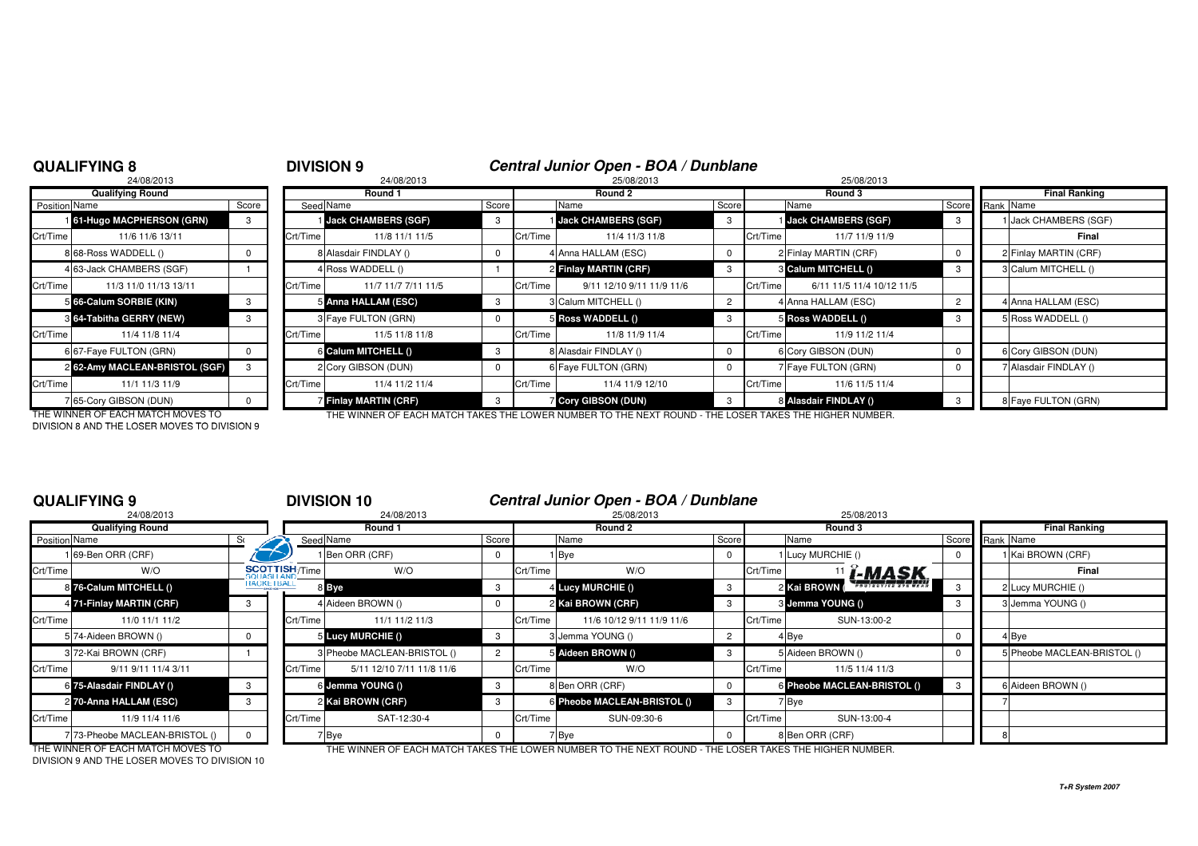## QUALIFYING 8

24/08/2013

| Qualifying Round | | |
|---|---|---|
| Position | Name | Score |
| 1 | **61-Hugo MACPHERSON (GRN)** | 3 |
| Crt/Time | 11/6 11/6 13/11 | |
| 8 | 68-Ross WADDELL () | 0 |
| 4 | 63-Jack CHAMBERS (SGF) | 1 |
| Crt/Time | 11/3 11/0 11/13 13/11 | |
| 5 | **66-Calum SORBIE (KIN)** | 3 |
| 3 | **64-Tabitha GERRY (NEW)** | 3 |
| Crt/Time | 11/4 11/8 11/4 | |
| 6 | 67-Faye FULTON (GRN) | 0 |
| 2 | **62-Amy MACLEAN-BRISTOL (SGF)** | 3 |
| Crt/Time | 11/1 11/3 11/9 | |
| 7 | 65-Cory GIBSON (DUN) | 0 |

THE WINNER OF EACH MATCH MOVES TO DIVISION 8 AND THE LOSER MOVES TO DIVISION 9

## DIVISION 9

### *Central Junior Open - BOA / Dunblane*

| Round 1 (24/08/2013) | | | Round 2 (25/08/2013) | | | Round 3 (25/08/2013) | | |
|---|---|---|---|---|---|---|---|---|
| Seed | Name | Score | | Name | Score | | Name | Score |
| 1 | **Jack CHAMBERS (SGF)** | 3 | 1 | **Jack CHAMBERS (SGF)** | 3 | 1 | **Jack CHAMBERS (SGF)** | 3 |
| Crt/Time | 11/8 11/1 11/5 | | Crt/Time | 11/4 11/3 11/8 | | Crt/Time | 11/7 11/9 11/9 | |
| 8 | Alasdair FINDLAY () | 0 | 4 | Anna HALLAM (ESC) | 0 | 2 | Finlay MARTIN (CRF) | 0 |
| 4 | Ross WADDELL () | 1 | 2 | **Finlay MARTIN (CRF)** | 3 | 3 | **Calum MITCHELL ()** | 3 |
| Crt/Time | 11/7 11/7 7/11 11/5 | | Crt/Time | 9/11 12/10 9/11 11/9 11/6 | | Crt/Time | 6/11 11/5 11/4 10/12 11/5 | |
| 5 | **Anna HALLAM (ESC)** | 3 | 3 | Calum MITCHELL () | 2 | 4 | Anna HALLAM (ESC) | 2 |
| 3 | Faye FULTON (GRN) | 0 | 5 | **Ross WADDELL ()** | 3 | 5 | **Ross WADDELL ()** | 3 |
| Crt/Time | 11/5 11/8 11/8 | | Crt/Time | 11/8 11/9 11/4 | | Crt/Time | 11/9 11/2 11/4 | |
| 6 | **Calum MITCHELL ()** | 3 | 8 | Alasdair FINDLAY () | 0 | 6 | Cory GIBSON (DUN) | 0 |
| 2 | Cory GIBSON (DUN) | 0 | 6 | Faye FULTON (GRN) | 0 | 7 | Faye FULTON (GRN) | 0 |
| Crt/Time | 11/4 11/2 11/4 | | Crt/Time | 11/4 11/9 12/10 | | Crt/Time | 11/6 11/5 11/4 | |
| 7 | **Finlay MARTIN (CRF)** | 3 | 7 | **Cory GIBSON (DUN)** | 3 | 8 | **Alasdair FINDLAY ()** | 3 |

| Final Ranking | |
|---|---|
| Rank | Name |
| 1 | Jack CHAMBERS (SGF) |
| | **Final** |
| 2 | Finlay MARTIN (CRF) |
| 3 | Calum MITCHELL () |
| 4 | Anna HALLAM (ESC) |
| 5 | Ross WADDELL () |
| 6 | Cory GIBSON (DUN) |
| 7 | Alasdair FINDLAY () |
| 8 | Faye FULTON (GRN) |

THE WINNER OF EACH MATCH TAKES THE LOWER NUMBER TO THE NEXT ROUND - THE LOSER TAKES THE HIGHER NUMBER.

## QUALIFYING 9

24/08/2013

| Qualifying Round | | |
|---|---|---|
| Position | Name | Score |
| 1 | 69-Ben ORR (CRF) | |
| Crt/Time | W/O | |
| 8 | **76-Calum MITCHELL ()** | |
| 4 | **71-Finlay MARTIN (CRF)** | 3 |
| Crt/Time | 11/0 11/1 11/2 | |
| 5 | 74-Aideen BROWN () | 0 |
| 3 | 72-Kai BROWN (CRF) | 1 |
| Crt/Time | 9/11 9/11 11/4 3/11 | |
| 6 | **75-Alasdair FINDLAY ()** | 3 |
| 2 | **70-Anna HALLAM (ESC)** | 3 |
| Crt/Time | 11/9 11/4 11/6 | |
| 7 | 73-Pheobe MACLEAN-BRISTOL () | 0 |

THE WINNER OF EACH MATCH MOVES TO DIVISION 9 AND THE LOSER MOVES TO DIVISION 10

## DIVISION 10

### *Central Junior Open - BOA / Dunblane*

| Round 1 (24/08/2013) | | | Round 2 (25/08/2013) | | | Round 3 (25/08/2013) | | |
|---|---|---|---|---|---|---|---|---|
| Seed | Name | Score | | Name | Score | | Name | Score |
| 1 | Ben ORR (CRF) | 0 | 1 | Bye | 0 | 1 | Lucy MURCHIE () | 0 |
| Crt/Time | W/O | | Crt/Time | W/O | | Crt/Time | 11 | |
| 8 | **Bye** | 3 | 4 | **Lucy MURCHIE ()** | 3 | 2 | **Kai BROWN (** | 3 |
| 4 | Aideen BROWN () | 0 | 2 | **Kai BROWN (CRF)** | 3 | 3 | **Jemma YOUNG ()** | 3 |
| Crt/Time | 11/1 11/2 11/3 | | Crt/Time | 11/6 10/12 9/11 11/9 11/6 | | Crt/Time | SUN-13:00-2 | |
| 5 | **Lucy MURCHIE ()** | 3 | 3 | Jemma YOUNG () | 2 | 4 | Bye | 0 |
| 3 | Pheobe MACLEAN-BRISTOL () | 2 | 5 | **Aideen BROWN ()** | 3 | 5 | Aideen BROWN () | 0 |
| Crt/Time | 5/11 12/10 7/11 11/8 11/6 | | Crt/Time | W/O | | Crt/Time | 11/5 11/4 11/3 | |
| 6 | **Jemma YOUNG ()** | 3 | 8 | Ben ORR (CRF) | 0 | 6 | **Pheobe MACLEAN-BRISTOL ()** | 3 |
| 2 | **Kai BROWN (CRF)** | 3 | 6 | **Pheobe MACLEAN-BRISTOL ()** | 3 | 7 | Bye | |
| Crt/Time | SAT-12:30-4 | | Crt/Time | SUN-09:30-6 | | Crt/Time | SUN-13:00-4 | |
| 7 | Bye | 0 | 7 | Bye | 0 | 8 | Ben ORR (CRF) | |

| Final Ranking | |
|---|---|
| Rank | Name |
| 1 | Kai BROWN (CRF) |
| | **Final** |
| 2 | Lucy MURCHIE () |
| 3 | Jemma YOUNG () |
| 4 | Bye |
| 5 | Pheobe MACLEAN-BRISTOL () |
| 6 | Aideen BROWN () |
| 7 | |
| 8 | |

THE WINNER OF EACH MATCH TAKES THE LOWER NUMBER TO THE NEXT ROUND - THE LOSER TAKES THE HIGHER NUMBER.

*T+R System 2007*